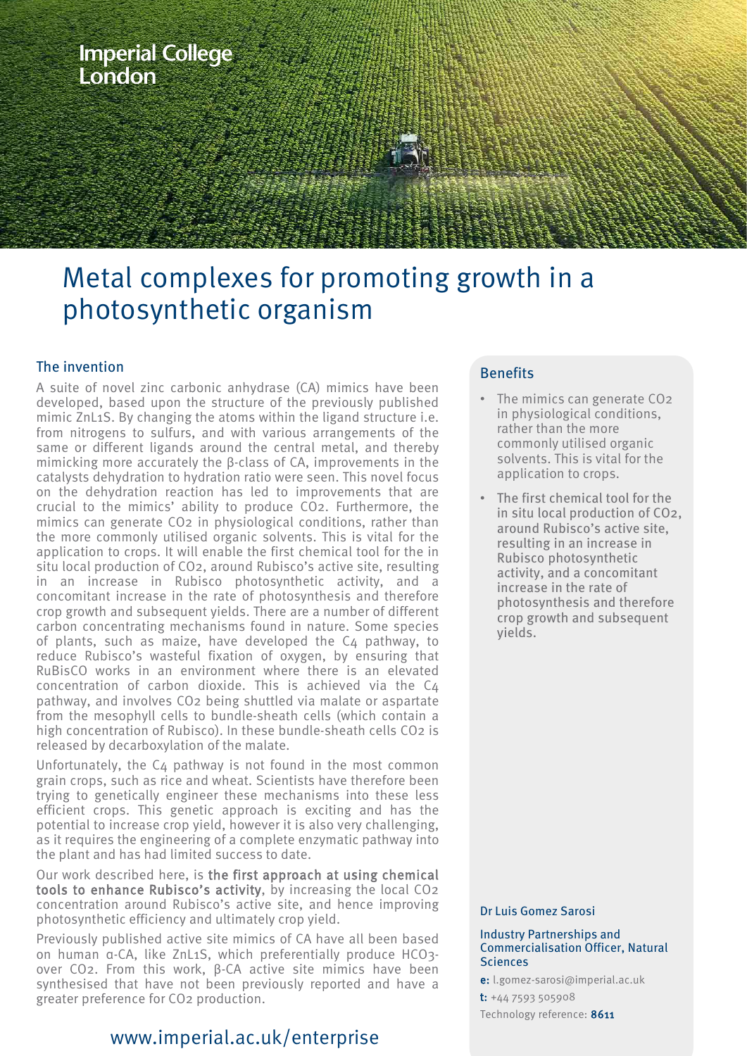Imperial College London

# Metal complexes for promoting growth in a photosynthetic organism

## The invention

A suite of novel zinc carbonic anhydrase (CA) mimics have been developed, based upon the structure of the previously published mimic ZnL1S. By changing the atoms within the ligand structure i.e. from nitrogens to sulfurs, and with various arrangements of the same or different ligands around the central metal, and thereby mimicking more accurately the β-class of CA, improvements in the catalysts dehydration to hydration ratio were seen. This novel focus on the dehydration reaction has led to improvements that are crucial to the mimics' ability to produce $CO_2$. Furthermore, the mimics can generate $CO_2$ in physiological conditions, rather than the more commonly utilised organic solvents. This is vital for the application to crops. It will enable the first chemical tool for the in situ local production of $CO_2$, around Rubisco's active site, resulting in an increase in Rubisco photosynthetic activity, and a concomitant increase in the rate of photosynthesis and therefore crop growth and subsequent yields. There are a number of different carbon concentrating mechanisms found in nature. Some species of plants, such as maize, have developed the $C_4$ pathway, to reduce Rubisco's wasteful fixation of oxygen, by ensuring that RuBisCO works in an environment where there is an elevated concentration of carbon dioxide. This is achieved via the $C_4$ pathway, and involves $CO_2$ being shuttled via malate or aspartate from the mesophyll cells to bundle-sheath cells (which contain a high concentration of Rubisco). In these bundle-sheath cells $CO_2$ is released by decarboxylation of the malate.

Unfortunately, the $C_4$ pathway is not found in the most common grain crops, such as rice and wheat. Scientists have therefore been trying to genetically engineer these mechanisms into these less efficient crops. This genetic approach is exciting and has the potential to increase crop yield, however it is also very challenging, as it requires the engineering of a complete enzymatic pathway into the plant and has had limited success to date.

Our work described here, is the first approach at using chemical tools to enhance Rubisco's activity, by increasing the local $CO_2$ concentration around Rubisco's active site, and hence improving photosynthetic efficiency and ultimately crop yield.

Previously published active site mimics of CA have all been based on human α-CA, like ZnL1S, which preferentially produce $HCO_3^-$ over $CO_2$. From this work, β-CA active site mimics have been synthesised that have not been previously reported and have a greater preference for $CO_2$ production.

## Benefits

- The mimics can generate $CO_2$ in physiological conditions, rather than the more commonly utilised organic solvents. This is vital for the application to crops.
- The first chemical tool for the in situ local production of $CO_2$, around Rubisco's active site, resulting in an increase in Rubisco photosynthetic activity, and a concomitant increase in the rate of photosynthesis and therefore crop growth and subsequent yields.

Dr Luis Gomez Sarosi

Industry Partnerships and Commercialisation Officer, Natural Sciences

**e:** l.gomez-sarosi@imperial.ac.uk

**t:** +44 7593 505908

Technology reference: **8611**

www.imperial.ac.uk/enterprise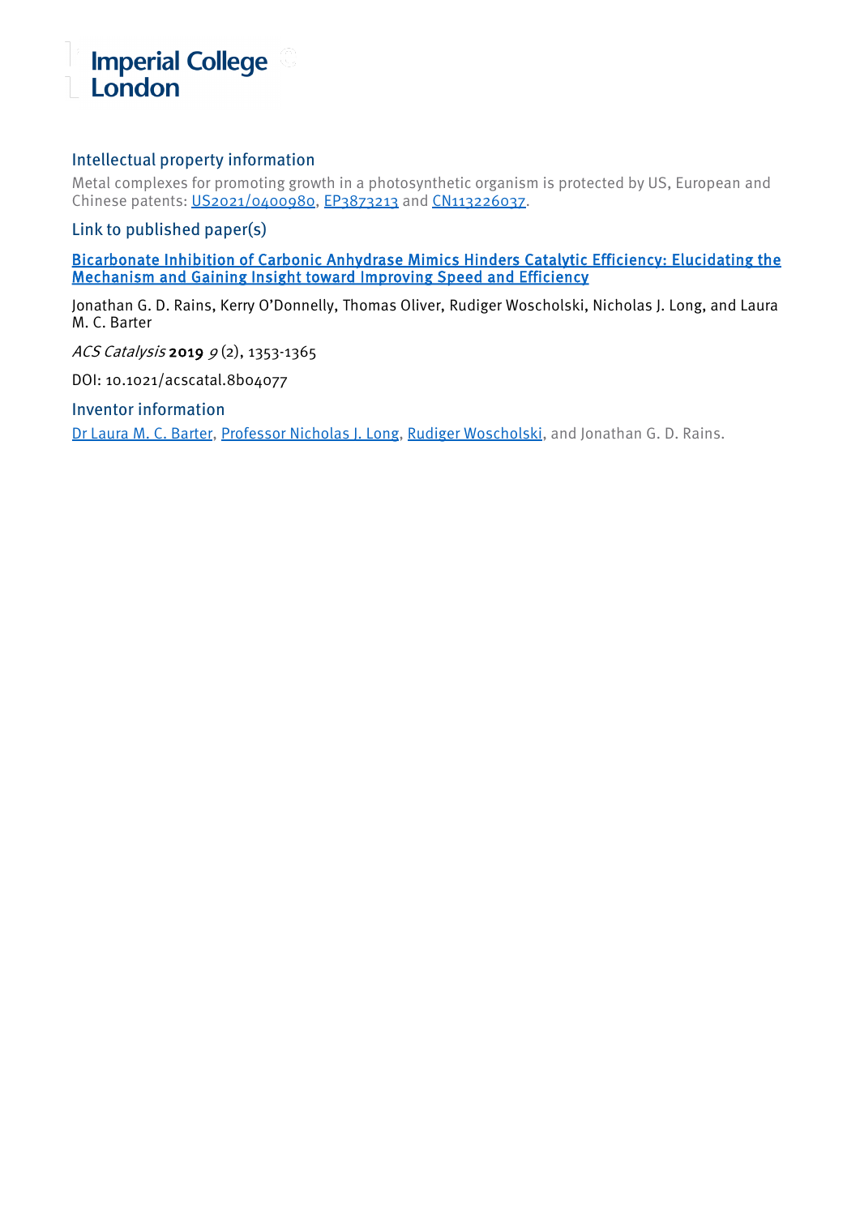## Intellectual property information

Metal complexes for promoting growth in a photosynthetic organism is protected by US, European and Chinese patents: US2021/0400980, EP3873213 and CN113226037.

## Link to published paper(s)

**Bicarbonate Inhibition of Carbonic Anhydrase Mimics Hinders Catalytic Efficiency: Elucidating the Mechanism and Gaining Insight toward Improving Speed and Efficiency**

Jonathan G. D. Rains, Kerry O'Donnelly, Thomas Oliver, Rudiger Woscholski, Nicholas J. Long, and Laura M. C. Barter

*ACS Catalysis* **2019** *9* (2), 1353-1365

DOI: 10.1021/acscatal.8b04077

## Inventor information

Dr Laura M. C. Barter, Professor Nicholas J. Long, Rudiger Woscholski, and Jonathan G. D. Rains.